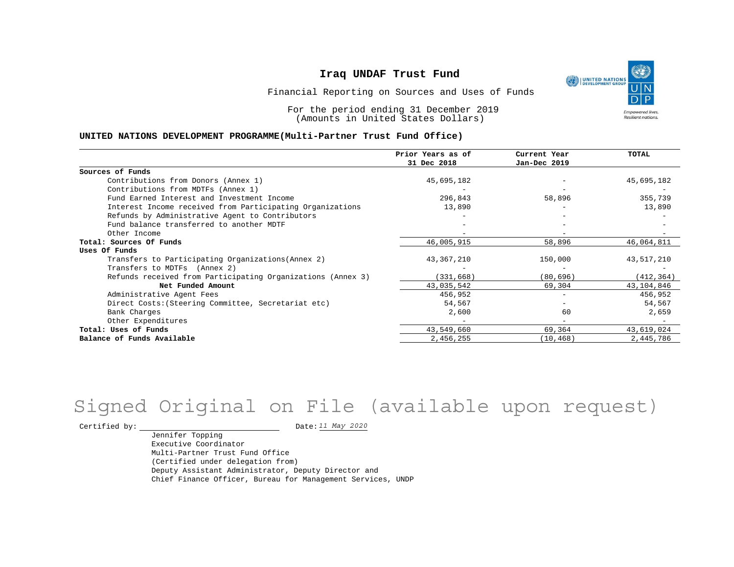# Iraq UNDAF Trust Fund

Financial Reporting on Sources and Uses of Funds

For the period ending 31 December 2019
(Amounts in United States Dollars)

**UNITED NATIONS DEVELOPMENT PROGRAMME(Multi-Partner Trust Fund Office)**

| | Prior Years as of 31 Dec 2018 | Current Year Jan-Dec 2019 | TOTAL |
|---|---|---|---|
| **Sources of Funds** | | | |
| Contributions from Donors (Annex 1) | 45,695,182 | - | 45,695,182 |
| Contributions from MDTFs (Annex 1) | - | - | - |
| Fund Earned Interest and Investment Income | 296,843 | 58,896 | 355,739 |
| Interest Income received from Participating Organizations | 13,890 | - | 13,890 |
| Refunds by Administrative Agent to Contributors | - | - | - |
| Fund balance transferred to another MDTF | - | - | - |
| Other Income | - | - | - |
| **Total: Sources Of Funds** | 46,005,915 | 58,896 | 46,064,811 |
| **Uses Of Funds** | | | |
| Transfers to Participating Organizations(Annex 2) | 43,367,210 | 150,000 | 43,517,210 |
| Transfers to MDTFs (Annex 2) | - | - | - |
| Refunds received from Participating Organizations (Annex 3) | (331,668) | (80,696) | (412,364) |
| **Net Funded Amount** | 43,035,542 | 69,304 | 43,104,846 |
| Administrative Agent Fees | 456,952 | - | 456,952 |
| Direct Costs:(Steering Committee, Secretariat etc) | 54,567 | - | 54,567 |
| Bank Charges | 2,600 | 60 | 2,659 |
| Other Expenditures | - | - | - |
| **Total: Uses of Funds** | 43,549,660 | 69,364 | 43,619,024 |
| **Balance of Funds Available** | 2,456,255 | (10,468) | 2,445,786 |

Signed Original on File (available upon request)

Certified by: ____________________ Date: *11 May 2020*

Jennifer Topping
Executive Coordinator
Multi-Partner Trust Fund Office
(Certified under delegation from)
Deputy Assistant Administrator, Deputy Director and
Chief Finance Officer, Bureau for Management Services, UNDP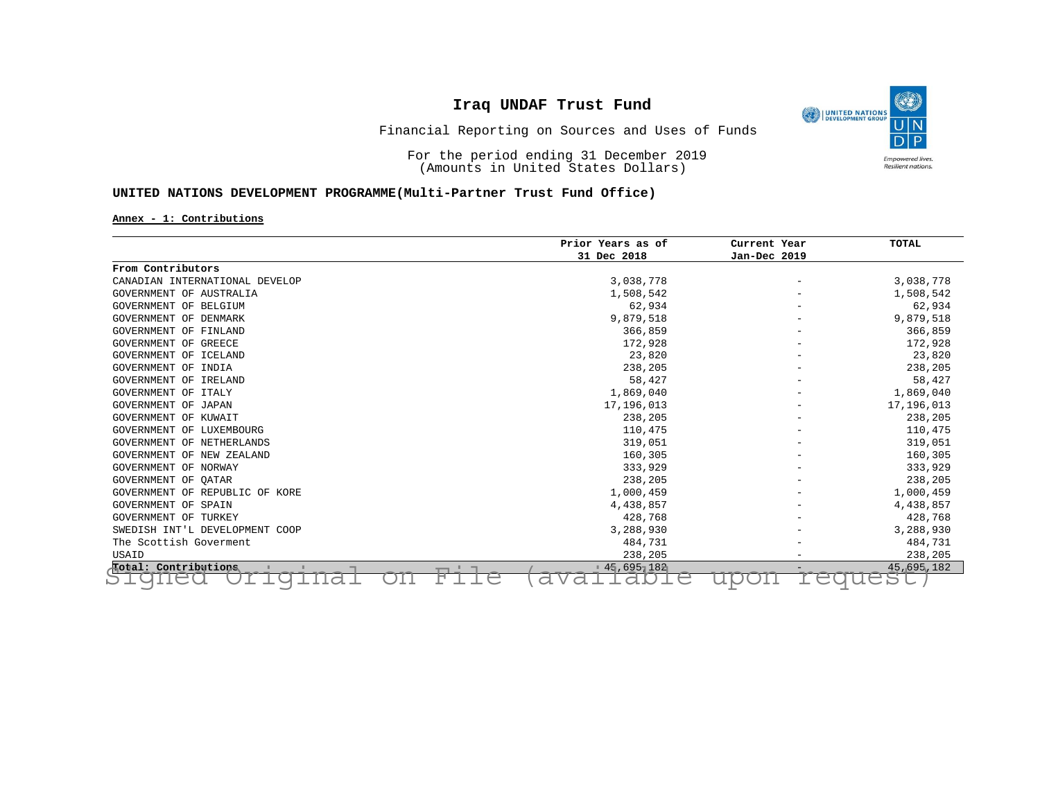# Iraq UNDAF Trust Fund

Financial Reporting on Sources and Uses of Funds

For the period ending 31 December 2019
(Amounts in United States Dollars)

**UNITED NATIONS DEVELOPMENT PROGRAMME(Multi-Partner Trust Fund Office)**

**Annex - 1: Contributions**

| | Prior Years as of 31 Dec 2018 | Current Year Jan-Dec 2019 | TOTAL |
|---|---|---|---|
| **From Contributors** | | | |
| CANADIAN INTERNATIONAL DEVELOP | 3,038,778 | - | 3,038,778 |
| GOVERNMENT OF AUSTRALIA | 1,508,542 | - | 1,508,542 |
| GOVERNMENT OF BELGIUM | 62,934 | - | 62,934 |
| GOVERNMENT OF DENMARK | 9,879,518 | - | 9,879,518 |
| GOVERNMENT OF FINLAND | 366,859 | - | 366,859 |
| GOVERNMENT OF GREECE | 172,928 | - | 172,928 |
| GOVERNMENT OF ICELAND | 23,820 | - | 23,820 |
| GOVERNMENT OF INDIA | 238,205 | - | 238,205 |
| GOVERNMENT OF IRELAND | 58,427 | - | 58,427 |
| GOVERNMENT OF ITALY | 1,869,040 | - | 1,869,040 |
| GOVERNMENT OF JAPAN | 17,196,013 | - | 17,196,013 |
| GOVERNMENT OF KUWAIT | 238,205 | - | 238,205 |
| GOVERNMENT OF LUXEMBOURG | 110,475 | - | 110,475 |
| GOVERNMENT OF NETHERLANDS | 319,051 | - | 319,051 |
| GOVERNMENT OF NEW ZEALAND | 160,305 | - | 160,305 |
| GOVERNMENT OF NORWAY | 333,929 | - | 333,929 |
| GOVERNMENT OF QATAR | 238,205 | - | 238,205 |
| GOVERNMENT OF REPUBLIC OF KORE | 1,000,459 | - | 1,000,459 |
| GOVERNMENT OF SPAIN | 4,438,857 | - | 4,438,857 |
| GOVERNMENT OF TURKEY | 428,768 | - | 428,768 |
| SWEDISH INT'L DEVELOPMENT COOP | 3,288,930 | - | 3,288,930 |
| The Scottish Goverment | 484,731 | - | 484,731 |
| USAID | 238,205 | - | 238,205 |
| **Total: Contributions** | 45,695,182 | - | 45,695,182 |

Signed Original on File (available upon request)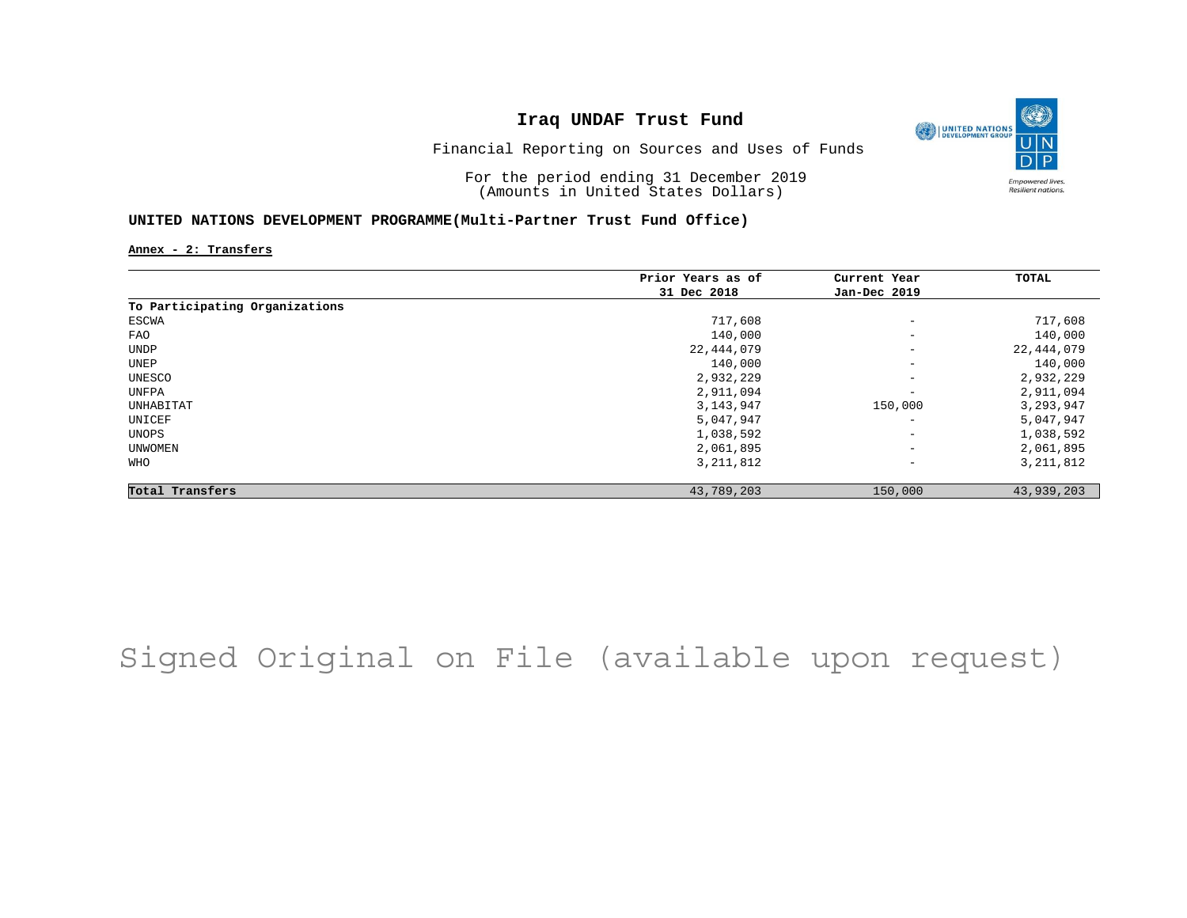# Iraq UNDAF Trust Fund

Financial Reporting on Sources and Uses of Funds

For the period ending 31 December 2019
(Amounts in United States Dollars)

**UNITED NATIONS DEVELOPMENT PROGRAMME(Multi-Partner Trust Fund Office)**

**Annex - 2: Transfers**

| | Prior Years as of 31 Dec 2018 | Current Year Jan-Dec 2019 | TOTAL |
|---|---|---|---|
| **To Participating Organizations** | | | |
| ESCWA | 717,608 | - | 717,608 |
| FAO | 140,000 | - | 140,000 |
| UNDP | 22,444,079 | - | 22,444,079 |
| UNEP | 140,000 | - | 140,000 |
| UNESCO | 2,932,229 | - | 2,932,229 |
| UNFPA | 2,911,094 | - | 2,911,094 |
| UNHABITAT | 3,143,947 | 150,000 | 3,293,947 |
| UNICEF | 5,047,947 | - | 5,047,947 |
| UNOPS | 1,038,592 | - | 1,038,592 |
| UNWOMEN | 2,061,895 | - | 2,061,895 |
| WHO | 3,211,812 | - | 3,211,812 |
| **Total Transfers** | 43,789,203 | 150,000 | 43,939,203 |

Signed Original on File (available upon request)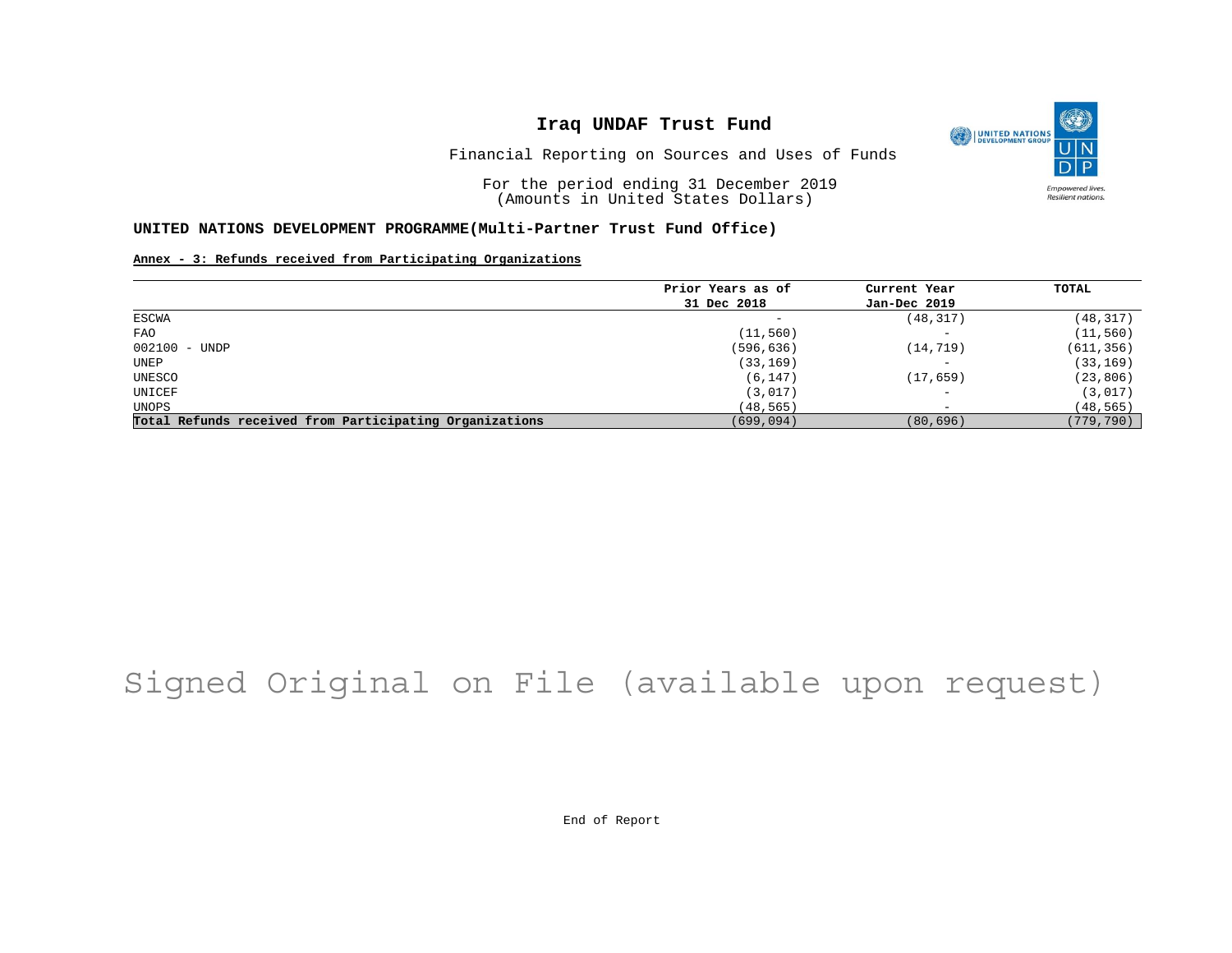# Iraq UNDAF Trust Fund

Financial Reporting on Sources and Uses of Funds

For the period ending 31 December 2019
(Amounts in United States Dollars)

**UNITED NATIONS DEVELOPMENT PROGRAMME(Multi-Partner Trust Fund Office)**

**Annex - 3: Refunds received from Participating Organizations**

| | Prior Years as of 31 Dec 2018 | Current Year Jan-Dec 2019 | TOTAL |
|---|---|---|---|
| ESCWA | - | (48,317) | (48,317) |
| FAO | (11,560) | - | (11,560) |
| 002100 - UNDP | (596,636) | (14,719) | (611,356) |
| UNEP | (33,169) | - | (33,169) |
| UNESCO | (6,147) | (17,659) | (23,806) |
| UNICEF | (3,017) | - | (3,017) |
| UNOPS | (48,565) | - | (48,565) |
| **Total Refunds received from Participating Organizations** | (699,094) | (80,696) | (779,790) |

Signed Original on File (available upon request)

End of Report